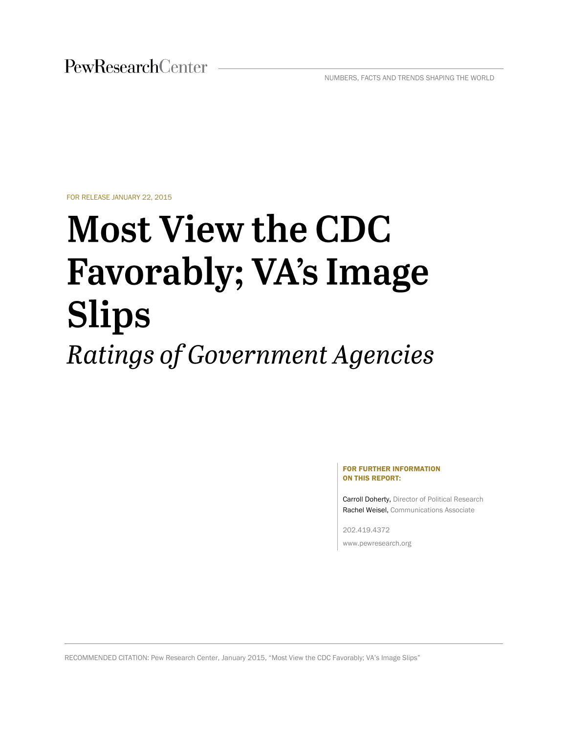PewResearchCenter

NUMBERS, FACTS AND TRENDS SHAPING THE WORLD

FOR RELEASE JANUARY 22, 2015

# Most View the CDC Favorably; VA's Image Slips

## *Ratings of Government Agencies*

**FOR FURTHER INFORMATION ON THIS REPORT:**

Carroll Doherty, Director of Political Research
Rachel Weisel, Communications Associate

202.419.4372

www.pewresearch.org

RECOMMENDED CITATION: Pew Research Center, January 2015, "Most View the CDC Favorably; VA's Image Slips"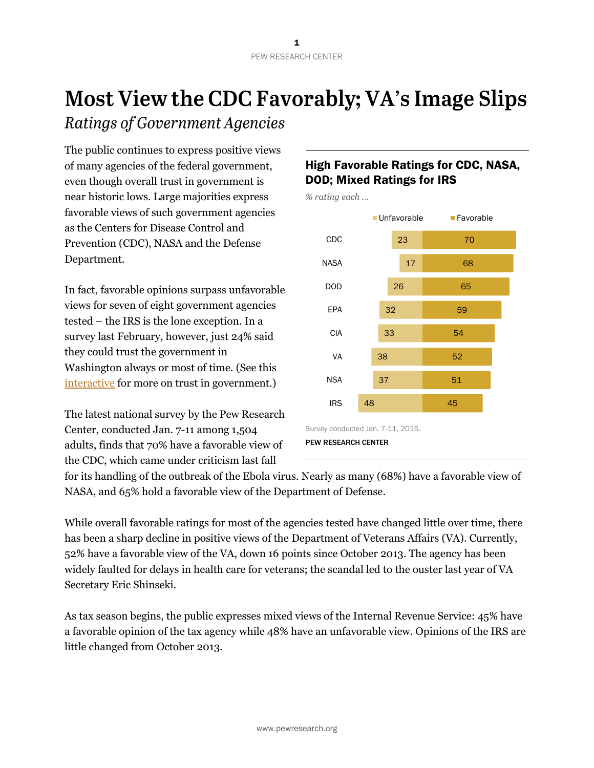# Most View the CDC Favorably; VA's Image Slips

*Ratings of Government Agencies*

The public continues to express positive views of many agencies of the federal government, even though overall trust in government is near historic lows. Large majorities express favorable views of such government agencies as the Centers for Disease Control and Prevention (CDC), NASA and the Defense Department.

In fact, favorable opinions surpass unfavorable views for seven of eight government agencies tested – the IRS is the lone exception. In a survey last February, however, just 24% said they could trust the government in Washington always or most of time. (See this interactive for more on trust in government.)

The latest national survey by the Pew Research Center, conducted Jan. 7-11 among 1,504 adults, finds that 70% have a favorable view of the CDC, which came under criticism last fall for its handling of the outbreak of the Ebola virus. Nearly as many (68%) have a favorable view of NASA, and 65% hold a favorable view of the Department of Defense.

**High Favorable Ratings for CDC, NASA, DOD; Mixed Ratings for IRS**

*% rating each …*

| | Unfavorable | Favorable |
|---|---|---|
| CDC | 23 | 70 |
| NASA | 17 | 68 |
| DOD | 26 | 65 |
| EPA | 32 | 59 |
| CIA | 33 | 54 |
| VA | 38 | 52 |
| NSA | 37 | 51 |
| IRS | 48 | 45 |

Survey conducted Jan. 7-11, 2015.

PEW RESEARCH CENTER

While overall favorable ratings for most of the agencies tested have changed little over time, there has been a sharp decline in positive views of the Department of Veterans Affairs (VA). Currently, 52% have a favorable view of the VA, down 16 points since October 2013. The agency has been widely faulted for delays in health care for veterans; the scandal led to the ouster last year of VA Secretary Eric Shinseki.

As tax season begins, the public expresses mixed views of the Internal Revenue Service: 45% have a favorable opinion of the tax agency while 48% have an unfavorable view. Opinions of the IRS are little changed from October 2013.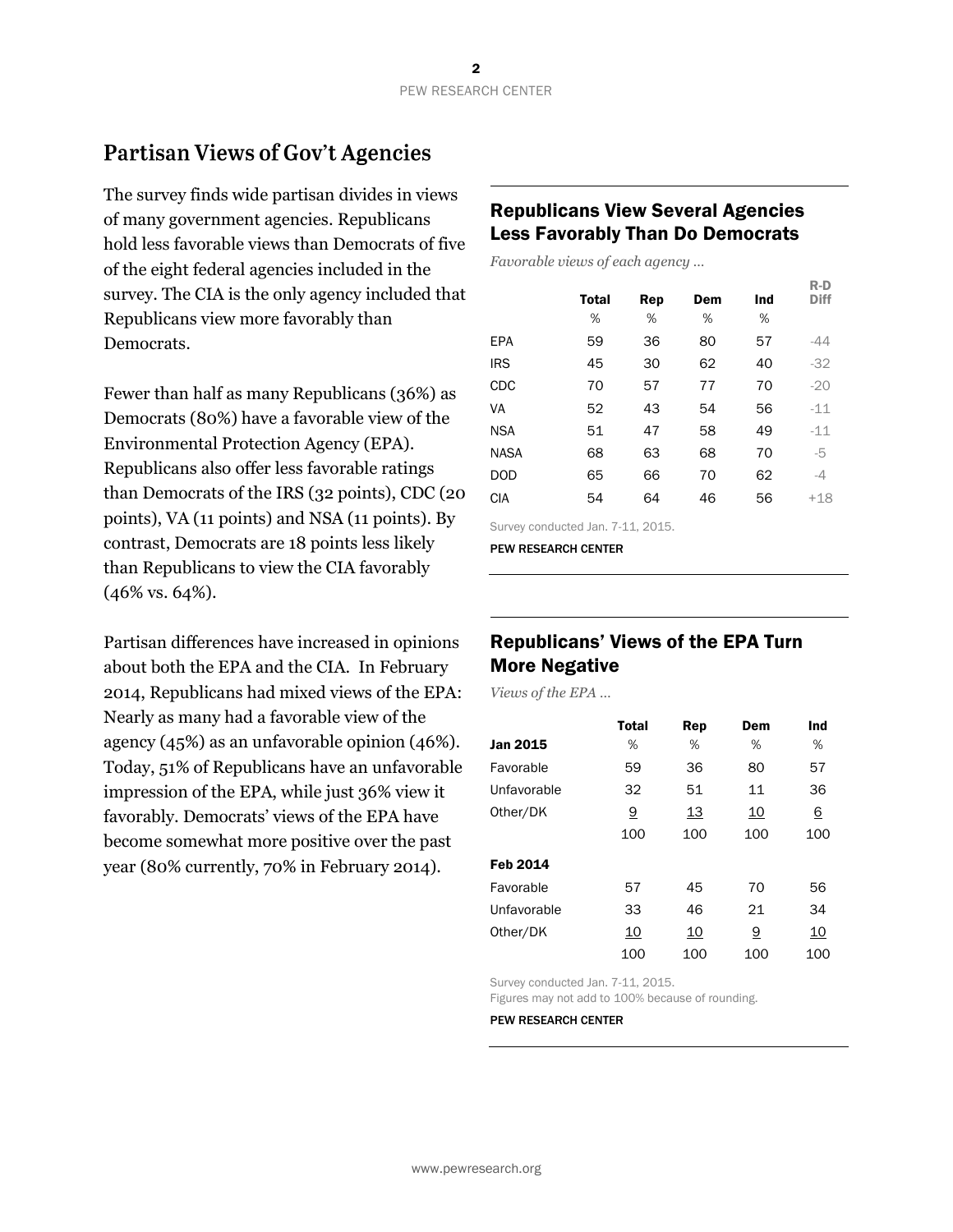## Partisan Views of Gov't Agencies

The survey finds wide partisan divides in views of many government agencies. Republicans hold less favorable views than Democrats of five of the eight federal agencies included in the survey. The CIA is the only agency included that Republicans view more favorably than Democrats.

Fewer than half as many Republicans (36%) as Democrats (80%) have a favorable view of the Environmental Protection Agency (EPA). Republicans also offer less favorable ratings than Democrats of the IRS (32 points), CDC (20 points), VA (11 points) and NSA (11 points). By contrast, Democrats are 18 points less likely than Republicans to view the CIA favorably (46% vs. 64%).

Partisan differences have increased in opinions about both the EPA and the CIA. In February 2014, Republicans had mixed views of the EPA: Nearly as many had a favorable view of the agency (45%) as an unfavorable opinion (46%). Today, 51% of Republicans have an unfavorable impression of the EPA, while just 36% view it favorably. Democrats' views of the EPA have become somewhat more positive over the past year (80% currently, 70% in February 2014).

### Republicans View Several Agencies Less Favorably Than Do Democrats

*Favorable views of each agency ...*

| | Total | Rep | Dem | Ind | R-D Diff |
|---|---|---|---|---|---|
| | % | % | % | % | |
| EPA | 59 | 36 | 80 | 57 | -44 |
| IRS | 45 | 30 | 62 | 40 | -32 |
| CDC | 70 | 57 | 77 | 70 | -20 |
| VA | 52 | 43 | 54 | 56 | -11 |
| NSA | 51 | 47 | 58 | 49 | -11 |
| NASA | 68 | 63 | 68 | 70 | -5 |
| DOD | 65 | 66 | 70 | 62 | -4 |
| CIA | 54 | 64 | 46 | 56 | +18 |

Survey conducted Jan. 7-11, 2015.

PEW RESEARCH CENTER

### Republicans' Views of the EPA Turn More Negative

*Views of the EPA ...*

| | Total | Rep | Dem | Ind |
|---|---|---|---|---|
| **Jan 2015** | % | % | % | % |
| Favorable | 59 | 36 | 80 | 57 |
| Unfavorable | 32 | 51 | 11 | 36 |
| Other/DK | 9 | 13 | 10 | 6 |
| | 100 | 100 | 100 | 100 |
| **Feb 2014** | | | | |
| Favorable | 57 | 45 | 70 | 56 |
| Unfavorable | 33 | 46 | 21 | 34 |
| Other/DK | 10 | 10 | 9 | 10 |
| | 100 | 100 | 100 | 100 |

Survey conducted Jan. 7-11, 2015.
Figures may not add to 100% because of rounding.

PEW RESEARCH CENTER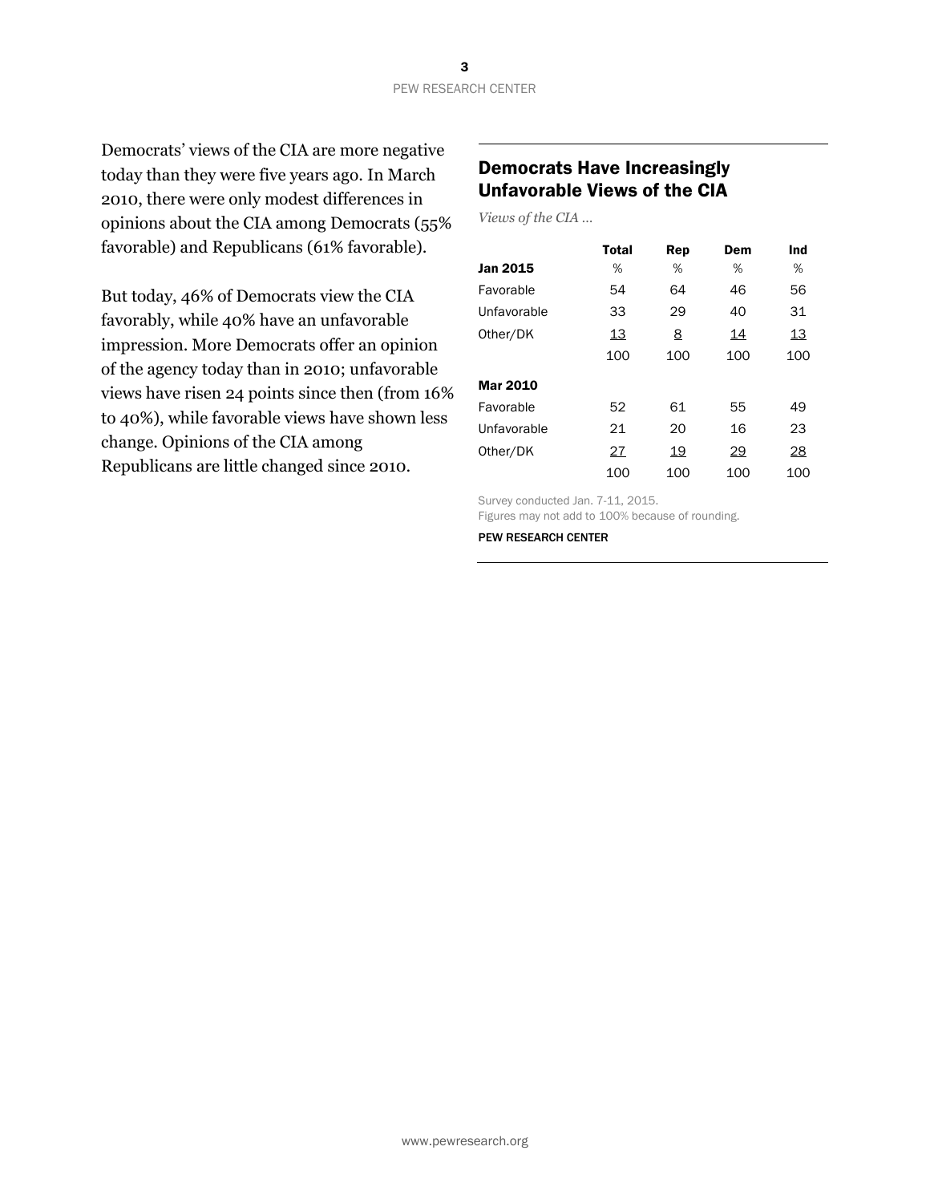Democrats' views of the CIA are more negative today than they were five years ago. In March 2010, there were only modest differences in opinions about the CIA among Democrats (55% favorable) and Republicans (61% favorable).

But today, 46% of Democrats view the CIA favorably, while 40% have an unfavorable impression. More Democrats offer an opinion of the agency today than in 2010; unfavorable views have risen 24 points since then (from 16% to 40%), while favorable views have shown less change. Opinions of the CIA among Republicans are little changed since 2010.

## Democrats Have Increasingly Unfavorable Views of the CIA

*Views of the CIA ...*

| | Total | Rep | Dem | Ind |
|---|---|---|---|---|
| **Jan 2015** | % | % | % | % |
| Favorable | 54 | 64 | 46 | 56 |
| Unfavorable | 33 | 29 | 40 | 31 |
| Other/DK | 13 | 8 | 14 | 13 |
| | 100 | 100 | 100 | 100 |
| **Mar 2010** | | | | |
| Favorable | 52 | 61 | 55 | 49 |
| Unfavorable | 21 | 20 | 16 | 23 |
| Other/DK | 27 | 19 | 29 | 28 |
| | 100 | 100 | 100 | 100 |

Survey conducted Jan. 7-11, 2015.
Figures may not add to 100% because of rounding.

PEW RESEARCH CENTER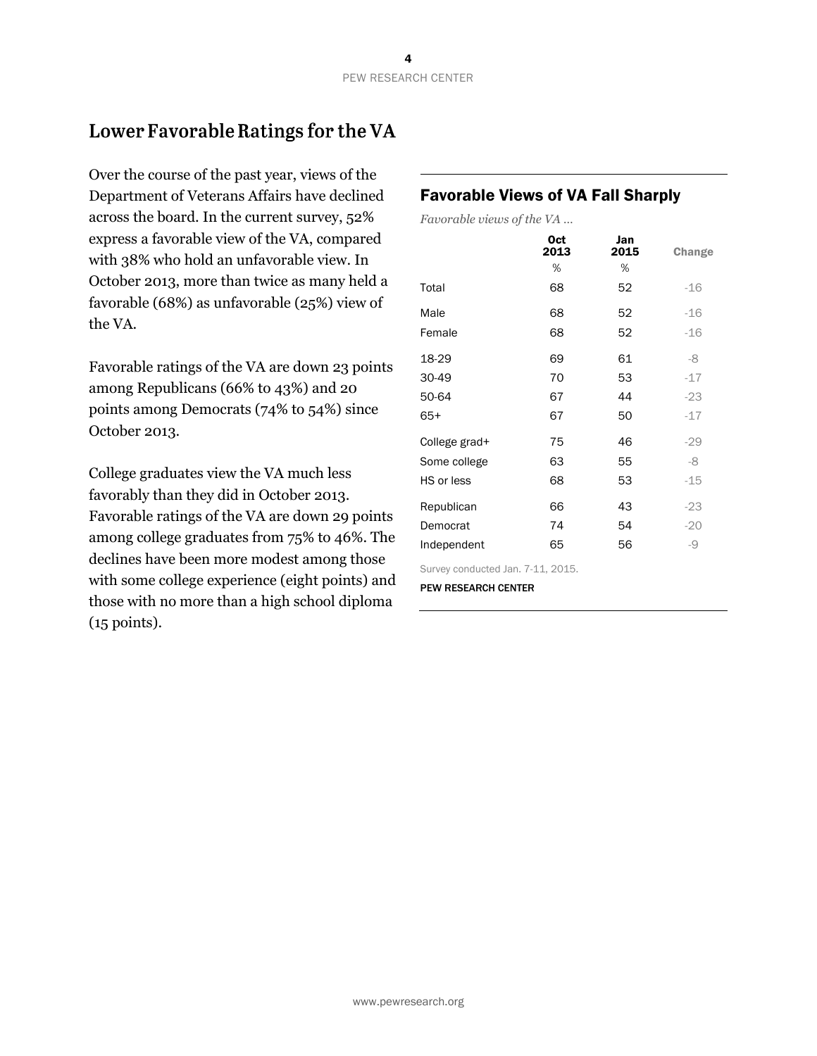## Lower Favorable Ratings for the VA

Over the course of the past year, views of the Department of Veterans Affairs have declined across the board. In the current survey, 52% express a favorable view of the VA, compared with 38% who hold an unfavorable view. In October 2013, more than twice as many held a favorable (68%) as unfavorable (25%) view of the VA.

Favorable ratings of the VA are down 23 points among Republicans (66% to 43%) and 20 points among Democrats (74% to 54%) since October 2013.

College graduates view the VA much less favorably than they did in October 2013. Favorable ratings of the VA are down 29 points among college graduates from 75% to 46%. The declines have been more modest among those with some college experience (eight points) and those with no more than a high school diploma (15 points).

### Favorable Views of VA Fall Sharply

*Favorable views of the VA …*

| | Oct 2013 | Jan 2015 | Change |
|---|---|---|---|
| | % | % | |
| Total | 68 | 52 | -16 |
| Male | 68 | 52 | -16 |
| Female | 68 | 52 | -16 |
| 18-29 | 69 | 61 | -8 |
| 30-49 | 70 | 53 | -17 |
| 50-64 | 67 | 44 | -23 |
| 65+ | 67 | 50 | -17 |
| College grad+ | 75 | 46 | -29 |
| Some college | 63 | 55 | -8 |
| HS or less | 68 | 53 | -15 |
| Republican | 66 | 43 | -23 |
| Democrat | 74 | 54 | -20 |
| Independent | 65 | 56 | -9 |

Survey conducted Jan. 7-11, 2015.

PEW RESEARCH CENTER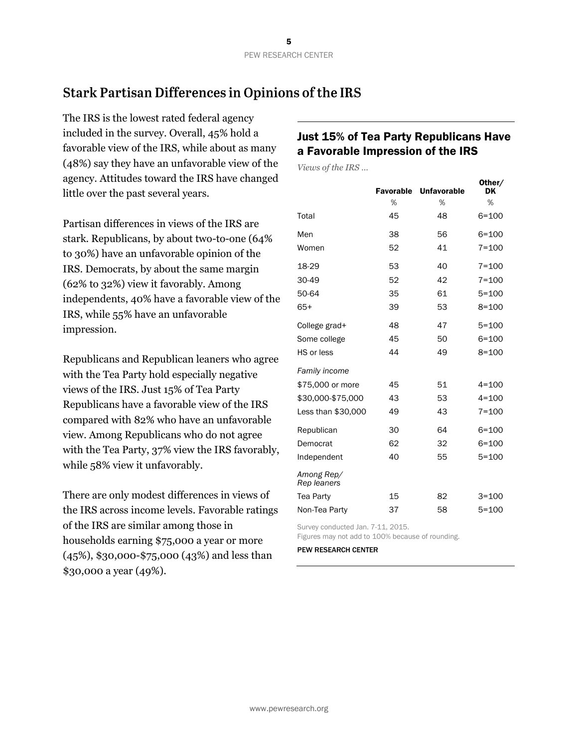## Stark Partisan Differences in Opinions of the IRS

The IRS is the lowest rated federal agency included in the survey. Overall, 45% hold a favorable view of the IRS, while about as many (48%) say they have an unfavorable view of the agency. Attitudes toward the IRS have changed little over the past several years.

Partisan differences in views of the IRS are stark. Republicans, by about two-to-one (64% to 30%) have an unfavorable opinion of the IRS. Democrats, by about the same margin (62% to 32%) view it favorably. Among independents, 40% have a favorable view of the IRS, while 55% have an unfavorable impression.

Republicans and Republican leaners who agree with the Tea Party hold especially negative views of the IRS. Just 15% of Tea Party Republicans have a favorable view of the IRS compared with 82% who have an unfavorable view. Among Republicans who do not agree with the Tea Party, 37% view the IRS favorably, while 58% view it unfavorably.

There are only modest differences in views of the IRS across income levels. Favorable ratings of the IRS are similar among those in households earning $75,000 a year or more (45%), $30,000-$75,000 (43%) and less than $30,000 a year (49%).

### Just 15% of Tea Party Republicans Have a Favorable Impression of the IRS

*Views of the IRS …*

| | Favorable | Unfavorable | Other/ DK |
|---|---|---|---|
| | % | % | % |
| Total | 45 | 48 | 6=100 |
| Men | 38 | 56 | 6=100 |
| Women | 52 | 41 | 7=100 |
| 18-29 | 53 | 40 | 7=100 |
| 30-49 | 52 | 42 | 7=100 |
| 50-64 | 35 | 61 | 5=100 |
| 65+ | 39 | 53 | 8=100 |
| College grad+ | 48 | 47 | 5=100 |
| Some college | 45 | 50 | 6=100 |
| HS or less | 44 | 49 | 8=100 |
| *Family income* | | | |
| $75,000 or more | 45 | 51 | 4=100 |
| $30,000-$75,000 | 43 | 53 | 4=100 |
| Less than $30,000 | 49 | 43 | 7=100 |
| Republican | 30 | 64 | 6=100 |
| Democrat | 62 | 32 | 6=100 |
| Independent | 40 | 55 | 5=100 |
| *Among Rep/ Rep leaners* | | | |
| Tea Party | 15 | 82 | 3=100 |
| Non-Tea Party | 37 | 58 | 5=100 |

Survey conducted Jan. 7-11, 2015.
Figures may not add to 100% because of rounding.

PEW RESEARCH CENTER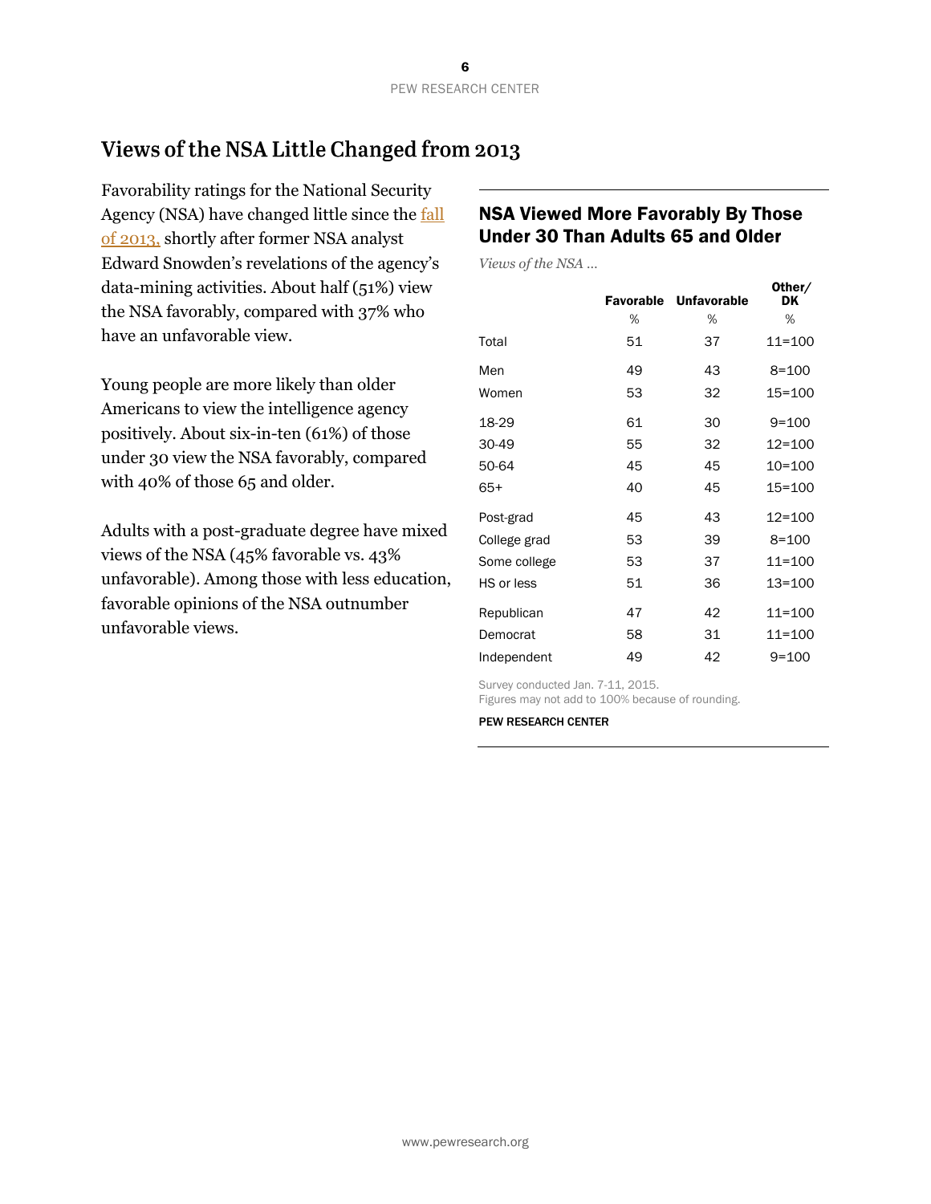## Views of the NSA Little Changed from 2013

Favorability ratings for the National Security Agency (NSA) have changed little since the fall of 2013, shortly after former NSA analyst Edward Snowden's revelations of the agency's data-mining activities. About half (51%) view the NSA favorably, compared with 37% who have an unfavorable view.

Young people are more likely than older Americans to view the intelligence agency positively. About six-in-ten (61%) of those under 30 view the NSA favorably, compared with 40% of those 65 and older.

Adults with a post-graduate degree have mixed views of the NSA (45% favorable vs. 43% unfavorable). Among those with less education, favorable opinions of the NSA outnumber unfavorable views.

### NSA Viewed More Favorably By Those Under 30 Than Adults 65 and Older

*Views of the NSA …*

| | Favorable | Unfavorable | Other/ DK |
|---|---|---|---|
| | % | % | % |
| Total | 51 | 37 | 11=100 |
| Men | 49 | 43 | 8=100 |
| Women | 53 | 32 | 15=100 |
| 18-29 | 61 | 30 | 9=100 |
| 30-49 | 55 | 32 | 12=100 |
| 50-64 | 45 | 45 | 10=100 |
| 65+ | 40 | 45 | 15=100 |
| Post-grad | 45 | 43 | 12=100 |
| College grad | 53 | 39 | 8=100 |
| Some college | 53 | 37 | 11=100 |
| HS or less | 51 | 36 | 13=100 |
| Republican | 47 | 42 | 11=100 |
| Democrat | 58 | 31 | 11=100 |
| Independent | 49 | 42 | 9=100 |

Survey conducted Jan. 7-11, 2015.
Figures may not add to 100% because of rounding.

PEW RESEARCH CENTER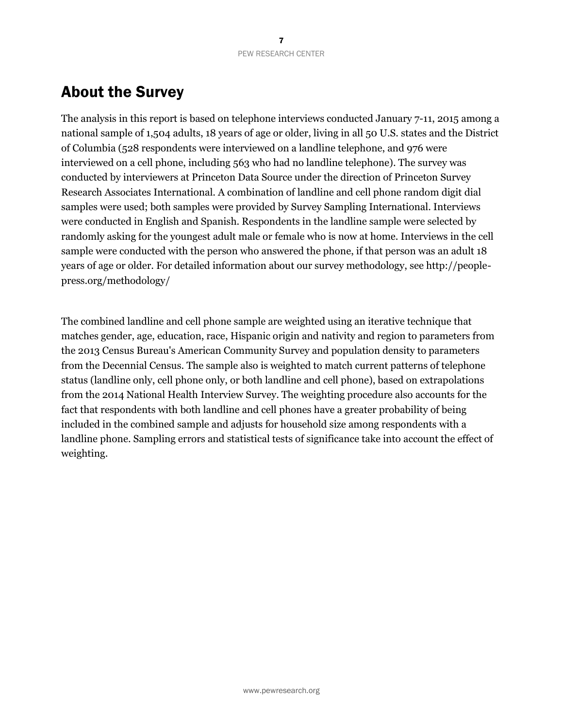# About the Survey

The analysis in this report is based on telephone interviews conducted January 7-11, 2015 among a national sample of 1,504 adults, 18 years of age or older, living in all 50 U.S. states and the District of Columbia (528 respondents were interviewed on a landline telephone, and 976 were interviewed on a cell phone, including 563 who had no landline telephone). The survey was conducted by interviewers at Princeton Data Source under the direction of Princeton Survey Research Associates International. A combination of landline and cell phone random digit dial samples were used; both samples were provided by Survey Sampling International. Interviews were conducted in English and Spanish. Respondents in the landline sample were selected by randomly asking for the youngest adult male or female who is now at home. Interviews in the cell sample were conducted with the person who answered the phone, if that person was an adult 18 years of age or older. For detailed information about our survey methodology, see http://people-press.org/methodology/

The combined landline and cell phone sample are weighted using an iterative technique that matches gender, age, education, race, Hispanic origin and nativity and region to parameters from the 2013 Census Bureau's American Community Survey and population density to parameters from the Decennial Census. The sample also is weighted to match current patterns of telephone status (landline only, cell phone only, or both landline and cell phone), based on extrapolations from the 2014 National Health Interview Survey. The weighting procedure also accounts for the fact that respondents with both landline and cell phones have a greater probability of being included in the combined sample and adjusts for household size among respondents with a landline phone. Sampling errors and statistical tests of significance take into account the effect of weighting.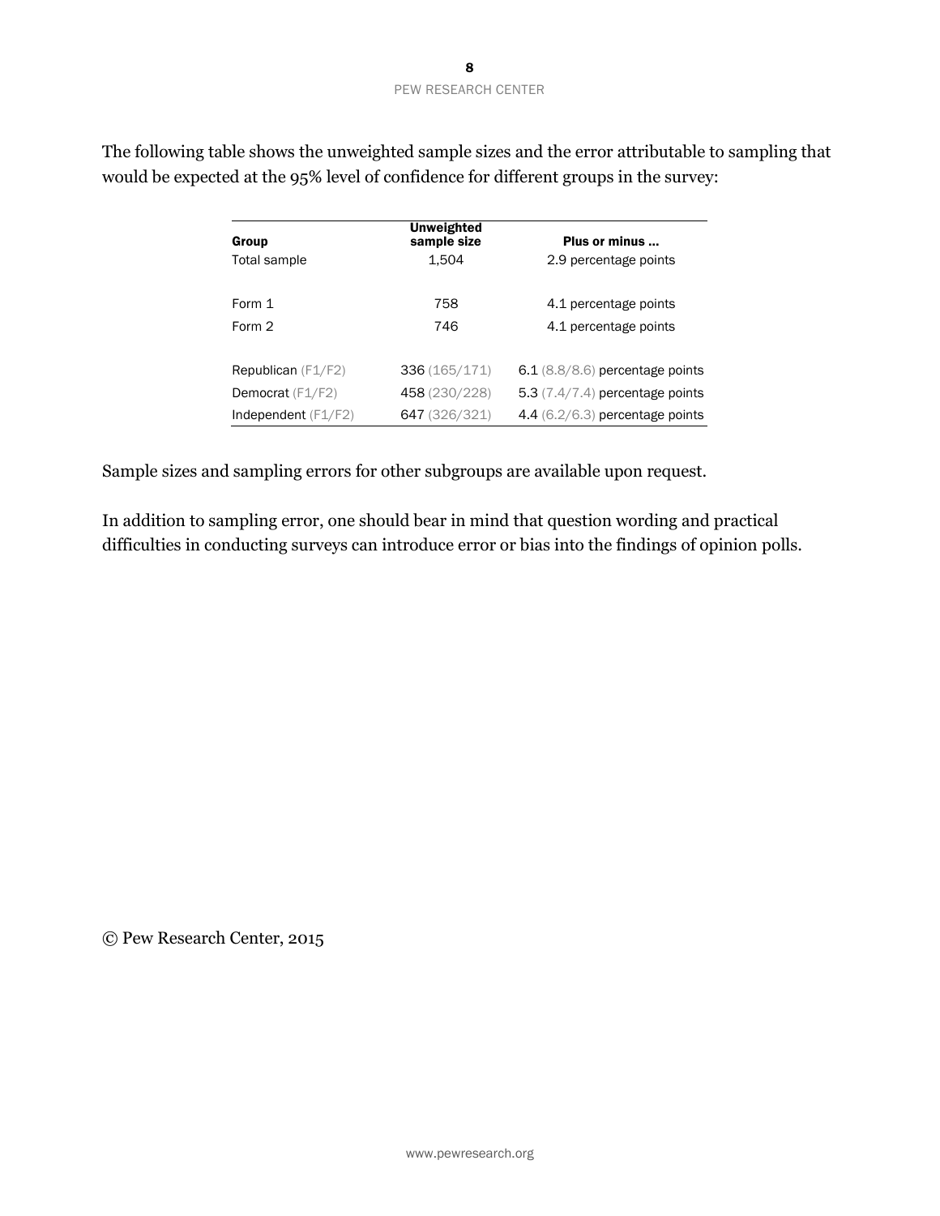The following table shows the unweighted sample sizes and the error attributable to sampling that would be expected at the 95% level of confidence for different groups in the survey:

| Group | Unweighted sample size | Plus or minus ... |
|---|---|---|
| Total sample | 1,504 | 2.9 percentage points |
| | | |
| Form 1 | 758 | 4.1 percentage points |
| Form 2 | 746 | 4.1 percentage points |
| | | |
| Republican (F1/F2) | 336 (165/171) | 6.1 (8.8/8.6) percentage points |
| Democrat (F1/F2) | 458 (230/228) | 5.3 (7.4/7.4) percentage points |
| Independent (F1/F2) | 647 (326/321) | 4.4 (6.2/6.3) percentage points |

Sample sizes and sampling errors for other subgroups are available upon request.

In addition to sampling error, one should bear in mind that question wording and practical difficulties in conducting surveys can introduce error or bias into the findings of opinion polls.

© Pew Research Center, 2015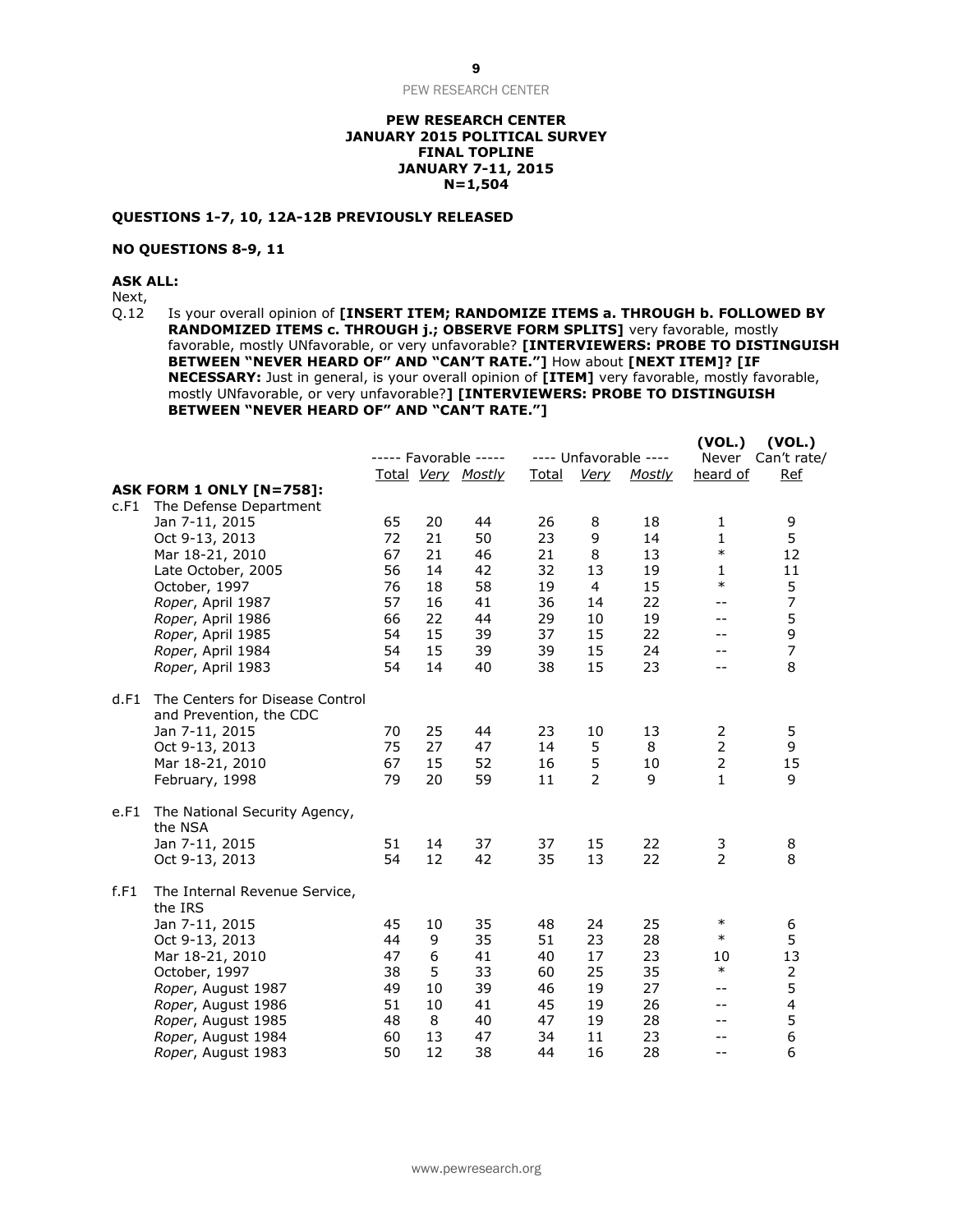PEW RESEARCH CENTER
JANUARY 2015 POLITICAL SURVEY
FINAL TOPLINE
JANUARY 7-11, 2015
N=1,504

**QUESTIONS 1-7, 10, 12A-12B PREVIOUSLY RELEASED**

**NO QUESTIONS 8-9, 11**

**ASK ALL:**
Next,
Q.12 Is your overall opinion of **[INSERT ITEM; RANDOMIZE ITEMS a. THROUGH b. FOLLOWED BY RANDOMIZED ITEMS c. THROUGH j.; OBSERVE FORM SPLITS]** very favorable, mostly favorable, mostly UNfavorable, or very unfavorable? **[INTERVIEWERS: PROBE TO DISTINGUISH BETWEEN "NEVER HEARD OF" AND "CAN'T RATE."]** How about **[NEXT ITEM]? [IF NECESSARY:** Just in general, is your overall opinion of **[ITEM]** very favorable, mostly favorable, mostly UNfavorable, or very unfavorable?**] [INTERVIEWERS: PROBE TO DISTINGUISH BETWEEN "NEVER HEARD OF" AND "CAN'T RATE."]**

| | ----- Favorable ----- | | | ---- Unfavorable ---- | | | (VOL.) Never heard of | (VOL.) Can't rate/ Ref |
|---|---|---|---|---|---|---|---|---|
| | Total | *Very* | *Mostly* | Total | *Very* | *Mostly* | | |
| **ASK FORM 1 ONLY [N=758]:** | | | | | | | | |
| c.F1 The Defense Department | | | | | | | | |
| Jan 7-11, 2015 | 65 | 20 | 44 | 26 | 8 | 18 | 1 | 9 |
| Oct 9-13, 2013 | 72 | 21 | 50 | 23 | 9 | 14 | 1 | 5 |
| Mar 18-21, 2010 | 67 | 21 | 46 | 21 | 8 | 13 | * | 12 |
| Late October, 2005 | 56 | 14 | 42 | 32 | 13 | 19 | 1 | 11 |
| October, 1997 | 76 | 18 | 58 | 19 | 4 | 15 | * | 5 |
| *Roper*, April 1987 | 57 | 16 | 41 | 36 | 14 | 22 | -- | 7 |
| *Roper*, April 1986 | 66 | 22 | 44 | 29 | 10 | 19 | -- | 5 |
| *Roper*, April 1985 | 54 | 15 | 39 | 37 | 15 | 22 | -- | 9 |
| *Roper*, April 1984 | 54 | 15 | 39 | 39 | 15 | 24 | -- | 7 |
| *Roper*, April 1983 | 54 | 14 | 40 | 38 | 15 | 23 | -- | 8 |
| d.F1 The Centers for Disease Control and Prevention, the CDC | | | | | | | | |
| Jan 7-11, 2015 | 70 | 25 | 44 | 23 | 10 | 13 | 2 | 5 |
| Oct 9-13, 2013 | 75 | 27 | 47 | 14 | 5 | 8 | 2 | 9 |
| Mar 18-21, 2010 | 67 | 15 | 52 | 16 | 5 | 10 | 2 | 15 |
| February, 1998 | 79 | 20 | 59 | 11 | 2 | 9 | 1 | 9 |
| e.F1 The National Security Agency, the NSA | | | | | | | | |
| Jan 7-11, 2015 | 51 | 14 | 37 | 37 | 15 | 22 | 3 | 8 |
| Oct 9-13, 2013 | 54 | 12 | 42 | 35 | 13 | 22 | 2 | 8 |
| f.F1 The Internal Revenue Service, the IRS | | | | | | | | |
| Jan 7-11, 2015 | 45 | 10 | 35 | 48 | 24 | 25 | * | 6 |
| Oct 9-13, 2013 | 44 | 9 | 35 | 51 | 23 | 28 | * | 5 |
| Mar 18-21, 2010 | 47 | 6 | 41 | 40 | 17 | 23 | 10 | 13 |
| October, 1997 | 38 | 5 | 33 | 60 | 25 | 35 | * | 2 |
| *Roper*, August 1987 | 49 | 10 | 39 | 46 | 19 | 27 | -- | 5 |
| *Roper*, August 1986 | 51 | 10 | 41 | 45 | 19 | 26 | -- | 4 |
| *Roper*, August 1985 | 48 | 8 | 40 | 47 | 19 | 28 | -- | 5 |
| *Roper*, August 1984 | 60 | 13 | 47 | 34 | 11 | 23 | -- | 6 |
| *Roper*, August 1983 | 50 | 12 | 38 | 44 | 16 | 28 | -- | 6 |

www.pewresearch.org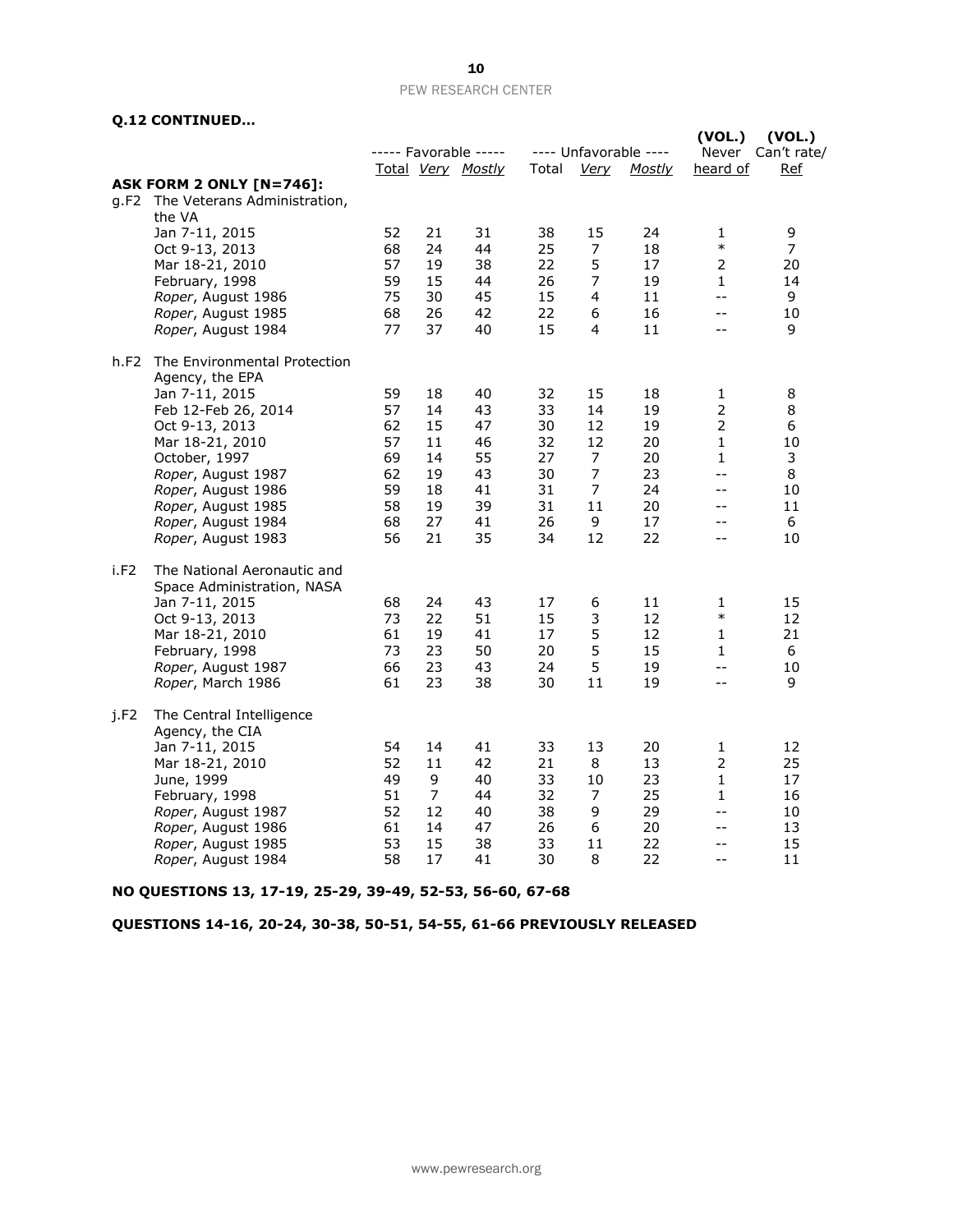**Q.12 CONTINUED…**

| | | ----- Favorable ----- | | | ---- Unfavorable ---- | | | (VOL.) Never | (VOL.) Can't rate/ |
|---|---|---|---|---|---|---|---|---|---|
| | | Total | *Very* | *Mostly* | Total | *Very* | *Mostly* | heard of | Ref |
| **ASK FORM 2 ONLY [N=746]:** | | | | | | | | | |
| g.F2 | The Veterans Administration, the VA | | | | | | | | |
| | Jan 7-11, 2015 | 52 | 21 | 31 | 38 | 15 | 24 | 1 | 9 |
| | Oct 9-13, 2013 | 68 | 24 | 44 | 25 | 7 | 18 | * | 7 |
| | Mar 18-21, 2010 | 57 | 19 | 38 | 22 | 5 | 17 | 2 | 20 |
| | February, 1998 | 59 | 15 | 44 | 26 | 7 | 19 | 1 | 14 |
| | *Roper*, August 1986 | 75 | 30 | 45 | 15 | 4 | 11 | -- | 9 |
| | *Roper*, August 1985 | 68 | 26 | 42 | 22 | 6 | 16 | -- | 10 |
| | *Roper*, August 1984 | 77 | 37 | 40 | 15 | 4 | 11 | -- | 9 |
| h.F2 | The Environmental Protection Agency, the EPA | | | | | | | | |
| | Jan 7-11, 2015 | 59 | 18 | 40 | 32 | 15 | 18 | 1 | 8 |
| | Feb 12-Feb 26, 2014 | 57 | 14 | 43 | 33 | 14 | 19 | 2 | 8 |
| | Oct 9-13, 2013 | 62 | 15 | 47 | 30 | 12 | 19 | 2 | 6 |
| | Mar 18-21, 2010 | 57 | 11 | 46 | 32 | 12 | 20 | 1 | 10 |
| | October, 1997 | 69 | 14 | 55 | 27 | 7 | 20 | 1 | 3 |
| | *Roper*, August 1987 | 62 | 19 | 43 | 30 | 7 | 23 | -- | 8 |
| | *Roper*, August 1986 | 59 | 18 | 41 | 31 | 7 | 24 | -- | 10 |
| | *Roper*, August 1985 | 58 | 19 | 39 | 31 | 11 | 20 | -- | 11 |
| | *Roper*, August 1984 | 68 | 27 | 41 | 26 | 9 | 17 | -- | 6 |
| | *Roper*, August 1983 | 56 | 21 | 35 | 34 | 12 | 22 | -- | 10 |
| i.F2 | The National Aeronautic and Space Administration, NASA | | | | | | | | |
| | Jan 7-11, 2015 | 68 | 24 | 43 | 17 | 6 | 11 | 1 | 15 |
| | Oct 9-13, 2013 | 73 | 22 | 51 | 15 | 3 | 12 | * | 12 |
| | Mar 18-21, 2010 | 61 | 19 | 41 | 17 | 5 | 12 | 1 | 21 |
| | February, 1998 | 73 | 23 | 50 | 20 | 5 | 15 | 1 | 6 |
| | *Roper*, August 1987 | 66 | 23 | 43 | 24 | 5 | 19 | -- | 10 |
| | *Roper*, March 1986 | 61 | 23 | 38 | 30 | 11 | 19 | -- | 9 |
| j.F2 | The Central Intelligence Agency, the CIA | | | | | | | | |
| | Jan 7-11, 2015 | 54 | 14 | 41 | 33 | 13 | 20 | 1 | 12 |
| | Mar 18-21, 2010 | 52 | 11 | 42 | 21 | 8 | 13 | 2 | 25 |
| | June, 1999 | 49 | 9 | 40 | 33 | 10 | 23 | 1 | 17 |
| | February, 1998 | 51 | 7 | 44 | 32 | 7 | 25 | 1 | 16 |
| | *Roper*, August 1987 | 52 | 12 | 40 | 38 | 9 | 29 | -- | 10 |
| | *Roper*, August 1986 | 61 | 14 | 47 | 26 | 6 | 20 | -- | 13 |
| | *Roper*, August 1985 | 53 | 15 | 38 | 33 | 11 | 22 | -- | 15 |
| | *Roper*, August 1984 | 58 | 17 | 41 | 30 | 8 | 22 | -- | 11 |

**NO QUESTIONS 13, 17-19, 25-29, 39-49, 52-53, 56-60, 67-68**

**QUESTIONS 14-16, 20-24, 30-38, 50-51, 54-55, 61-66 PREVIOUSLY RELEASED**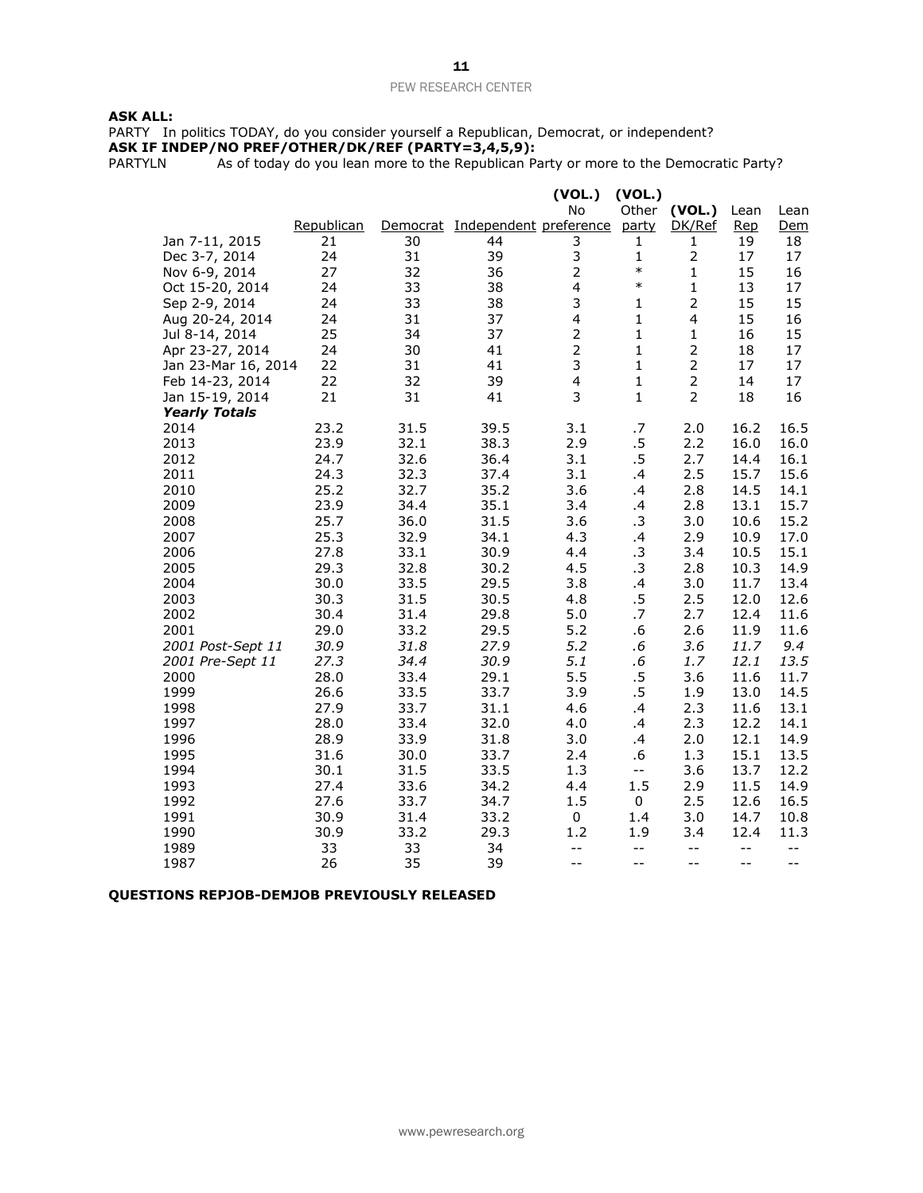**ASK ALL:**

PARTY In politics TODAY, do you consider yourself a Republican, Democrat, or independent?

**ASK IF INDEP/NO PREF/OTHER/DK/REF (PARTY=3,4,5,9):**

PARTYLN As of today do you lean more to the Republican Party or more to the Democratic Party?

| | Republican | Democrat | Independent | (VOL.) No preference | (VOL.) Other party | (VOL.) DK/Ref | Lean Rep | Lean Dem |
|---|---|---|---|---|---|---|---|---|
| Jan 7-11, 2015 | 21 | 30 | 44 | 3 | 1 | 1 | 19 | 18 |
| Dec 3-7, 2014 | 24 | 31 | 39 | 3 | 1 | 2 | 17 | 17 |
| Nov 6-9, 2014 | 27 | 32 | 36 | 2 | * | 1 | 15 | 16 |
| Oct 15-20, 2014 | 24 | 33 | 38 | 4 | * | 1 | 13 | 17 |
| Sep 2-9, 2014 | 24 | 33 | 38 | 3 | 1 | 2 | 15 | 15 |
| Aug 20-24, 2014 | 24 | 31 | 37 | 4 | 1 | 4 | 15 | 16 |
| Jul 8-14, 2014 | 25 | 34 | 37 | 2 | 1 | 1 | 16 | 15 |
| Apr 23-27, 2014 | 24 | 30 | 41 | 2 | 1 | 2 | 18 | 17 |
| Jan 23-Mar 16, 2014 | 22 | 31 | 41 | 3 | 1 | 2 | 17 | 17 |
| Feb 14-23, 2014 | 22 | 32 | 39 | 4 | 1 | 2 | 14 | 17 |
| Jan 15-19, 2014 | 21 | 31 | 41 | 3 | 1 | 2 | 18 | 16 |
| ***Yearly Totals*** | | | | | | | | |
| 2014 | 23.2 | 31.5 | 39.5 | 3.1 | .7 | 2.0 | 16.2 | 16.5 |
| 2013 | 23.9 | 32.1 | 38.3 | 2.9 | .5 | 2.2 | 16.0 | 16.0 |
| 2012 | 24.7 | 32.6 | 36.4 | 3.1 | .5 | 2.7 | 14.4 | 16.1 |
| 2011 | 24.3 | 32.3 | 37.4 | 3.1 | .4 | 2.5 | 15.7 | 15.6 |
| 2010 | 25.2 | 32.7 | 35.2 | 3.6 | .4 | 2.8 | 14.5 | 14.1 |
| 2009 | 23.9 | 34.4 | 35.1 | 3.4 | .4 | 2.8 | 13.1 | 15.7 |
| 2008 | 25.7 | 36.0 | 31.5 | 3.6 | .3 | 3.0 | 10.6 | 15.2 |
| 2007 | 25.3 | 32.9 | 34.1 | 4.3 | .4 | 2.9 | 10.9 | 17.0 |
| 2006 | 27.8 | 33.1 | 30.9 | 4.4 | .3 | 3.4 | 10.5 | 15.1 |
| 2005 | 29.3 | 32.8 | 30.2 | 4.5 | .3 | 2.8 | 10.3 | 14.9 |
| 2004 | 30.0 | 33.5 | 29.5 | 3.8 | .4 | 3.0 | 11.7 | 13.4 |
| 2003 | 30.3 | 31.5 | 30.5 | 4.8 | .5 | 2.5 | 12.0 | 12.6 |
| 2002 | 30.4 | 31.4 | 29.8 | 5.0 | .7 | 2.7 | 12.4 | 11.6 |
| 2001 | 29.0 | 33.2 | 29.5 | 5.2 | .6 | 2.6 | 11.9 | 11.6 |
| *2001 Post-Sept 11* | *30.9* | *31.8* | *27.9* | *5.2* | *.6* | *3.6* | *11.7* | *9.4* |
| *2001 Pre-Sept 11* | *27.3* | *34.4* | *30.9* | *5.1* | *.6* | *1.7* | *12.1* | *13.5* |
| 2000 | 28.0 | 33.4 | 29.1 | 5.5 | .5 | 3.6 | 11.6 | 11.7 |
| 1999 | 26.6 | 33.5 | 33.7 | 3.9 | .5 | 1.9 | 13.0 | 14.5 |
| 1998 | 27.9 | 33.7 | 31.1 | 4.6 | .4 | 2.3 | 11.6 | 13.1 |
| 1997 | 28.0 | 33.4 | 32.0 | 4.0 | .4 | 2.3 | 12.2 | 14.1 |
| 1996 | 28.9 | 33.9 | 31.8 | 3.0 | .4 | 2.0 | 12.1 | 14.9 |
| 1995 | 31.6 | 30.0 | 33.7 | 2.4 | .6 | 1.3 | 15.1 | 13.5 |
| 1994 | 30.1 | 31.5 | 33.5 | 1.3 | -- | 3.6 | 13.7 | 12.2 |
| 1993 | 27.4 | 33.6 | 34.2 | 4.4 | 1.5 | 2.9 | 11.5 | 14.9 |
| 1992 | 27.6 | 33.7 | 34.7 | 1.5 | 0 | 2.5 | 12.6 | 16.5 |
| 1991 | 30.9 | 31.4 | 33.2 | 0 | 1.4 | 3.0 | 14.7 | 10.8 |
| 1990 | 30.9 | 33.2 | 29.3 | 1.2 | 1.9 | 3.4 | 12.4 | 11.3 |
| 1989 | 33 | 33 | 34 | -- | -- | -- | -- | -- |
| 1987 | 26 | 35 | 39 | -- | -- | -- | -- | -- |

**QUESTIONS REPJOB-DEMJOB PREVIOUSLY RELEASED**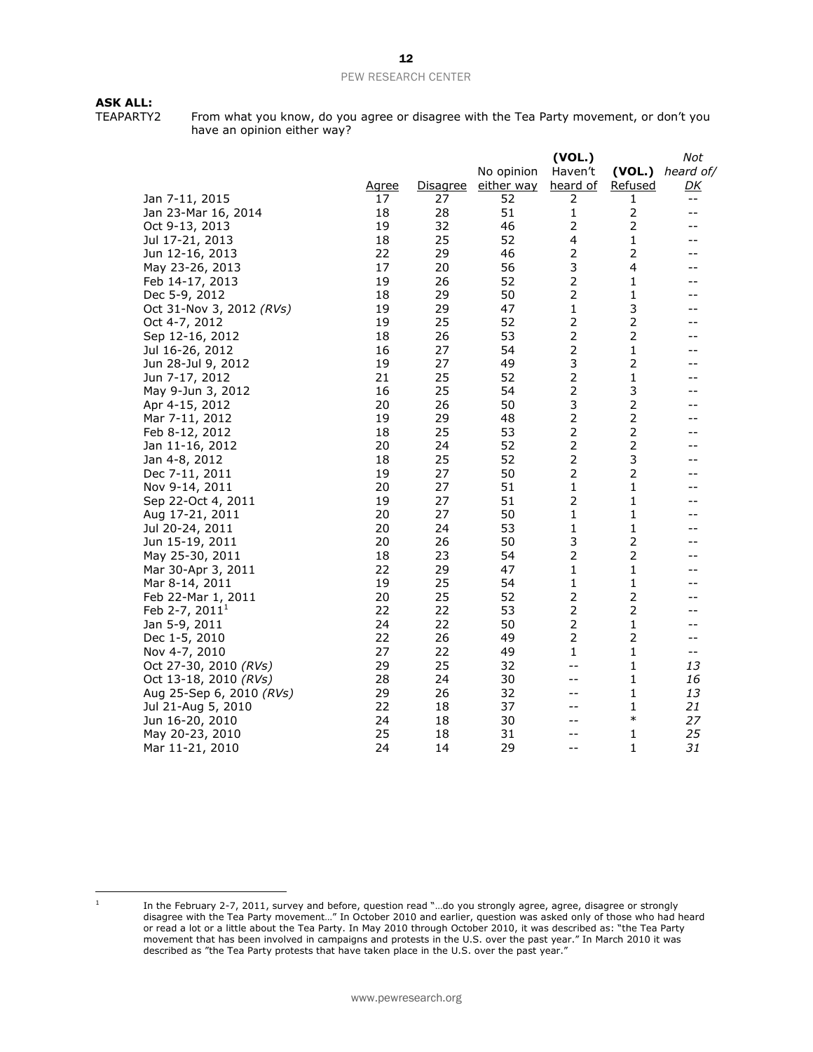**ASK ALL:**

TEAPARTY2 From what you know, do you agree or disagree with the Tea Party movement, or don't you have an opinion either way?

| | Agree | Disagree | No opinion either way | (VOL.) Haven't heard of | (VOL.) Refused | *Not heard of/ DK* |
|---|---|---|---|---|---|---|
| Jan 7-11, 2015 | 17 | 27 | 52 | 2 | 1 | -- |
| Jan 23-Mar 16, 2014 | 18 | 28 | 51 | 1 | 2 | -- |
| Oct 9-13, 2013 | 19 | 32 | 46 | 2 | 2 | -- |
| Jul 17-21, 2013 | 18 | 25 | 52 | 4 | 1 | -- |
| Jun 12-16, 2013 | 22 | 29 | 46 | 2 | 2 | -- |
| May 23-26, 2013 | 17 | 20 | 56 | 3 | 4 | -- |
| Feb 14-17, 2013 | 19 | 26 | 52 | 2 | 1 | -- |
| Dec 5-9, 2012 | 18 | 29 | 50 | 2 | 1 | -- |
| Oct 31-Nov 3, 2012 *(RVs)* | 19 | 29 | 47 | 1 | 3 | -- |
| Oct 4-7, 2012 | 19 | 25 | 52 | 2 | 2 | -- |
| Sep 12-16, 2012 | 18 | 26 | 53 | 2 | 2 | -- |
| Jul 16-26, 2012 | 16 | 27 | 54 | 2 | 1 | -- |
| Jun 28-Jul 9, 2012 | 19 | 27 | 49 | 3 | 2 | -- |
| Jun 7-17, 2012 | 21 | 25 | 52 | 2 | 1 | -- |
| May 9-Jun 3, 2012 | 16 | 25 | 54 | 2 | 3 | -- |
| Apr 4-15, 2012 | 20 | 26 | 50 | 3 | 2 | -- |
| Mar 7-11, 2012 | 19 | 29 | 48 | 2 | 2 | -- |
| Feb 8-12, 2012 | 18 | 25 | 53 | 2 | 2 | -- |
| Jan 11-16, 2012 | 20 | 24 | 52 | 2 | 2 | -- |
| Jan 4-8, 2012 | 18 | 25 | 52 | 2 | 3 | -- |
| Dec 7-11, 2011 | 19 | 27 | 50 | 2 | 2 | -- |
| Nov 9-14, 2011 | 20 | 27 | 51 | 1 | 1 | -- |
| Sep 22-Oct 4, 2011 | 19 | 27 | 51 | 2 | 1 | -- |
| Aug 17-21, 2011 | 20 | 27 | 50 | 1 | 1 | -- |
| Jul 20-24, 2011 | 20 | 24 | 53 | 1 | 1 | -- |
| Jun 15-19, 2011 | 20 | 26 | 50 | 3 | 2 | -- |
| May 25-30, 2011 | 18 | 23 | 54 | 2 | 2 | -- |
| Mar 30-Apr 3, 2011 | 22 | 29 | 47 | 1 | 1 | -- |
| Mar 8-14, 2011 | 19 | 25 | 54 | 1 | 1 | -- |
| Feb 22-Mar 1, 2011 | 20 | 25 | 52 | 2 | 2 | -- |
| Feb 2-7, 2011[1] | 22 | 22 | 53 | 2 | 2 | -- |
| Jan 5-9, 2011 | 24 | 22 | 50 | 2 | 1 | -- |
| Dec 1-5, 2010 | 22 | 26 | 49 | 2 | 2 | -- |
| Nov 4-7, 2010 | 27 | 22 | 49 | 1 | 1 | -- |
| Oct 27-30, 2010 *(RVs)* | 29 | 25 | 32 | -- | 1 | *13* |
| Oct 13-18, 2010 *(RVs)* | 28 | 24 | 30 | -- | 1 | *16* |
| Aug 25-Sep 6, 2010 *(RVs)* | 29 | 26 | 32 | -- | 1 | *13* |
| Jul 21-Aug 5, 2010 | 22 | 18 | 37 | -- | 1 | *21* |
| Jun 16-20, 2010 | 24 | 18 | 30 | -- | * | *27* |
| May 20-23, 2010 | 25 | 18 | 31 | -- | 1 | *25* |
| Mar 11-21, 2010 | 24 | 14 | 29 | -- | 1 | *31* |

[1] In the February 2-7, 2011, survey and before, question read "…do you strongly agree, agree, disagree or strongly disagree with the Tea Party movement…" In October 2010 and earlier, question was asked only of those who had heard or read a lot or a little about the Tea Party. In May 2010 through October 2010, it was described as: "the Tea Party movement that has been involved in campaigns and protests in the U.S. over the past year." In March 2010 it was described as "the Tea Party protests that have taken place in the U.S. over the past year."